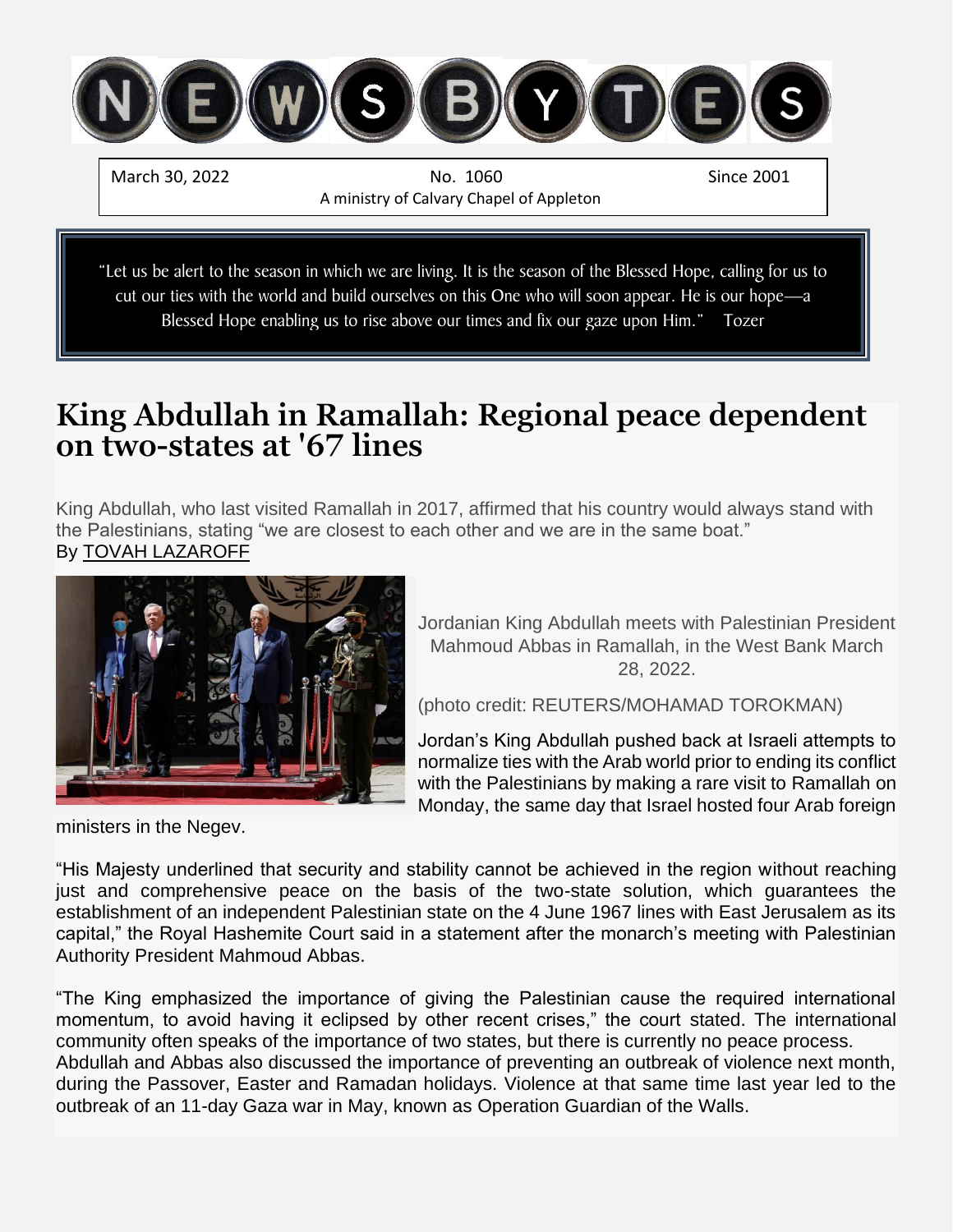# NEWSBYTES

March 30, 2022 | No. 1060 | Since 2001

A ministry of Calvary Chapel of Appleton

> "Let us be alert to the season in which we are living. It is the season of the Blessed Hope, calling for us to cut our ties with the world and build ourselves on this One who will soon appear. He is our hope—a Blessed Hope enabling us to rise above our times and fix our gaze upon Him." Tozer

## King Abdullah in Ramallah: Regional peace dependent on two-states at '67 lines

King Abdullah, who last visited Ramallah in 2017, affirmed that his country would always stand with the Palestinians, stating "we are closest to each other and we are in the same boat."

By TOVAH LAZAROFF

Jordanian King Abdullah meets with Palestinian President Mahmoud Abbas in Ramallah, in the West Bank March 28, 2022.

(photo credit: REUTERS/MOHAMAD TOROKMAN)

Jordan's King Abdullah pushed back at Israeli attempts to normalize ties with the Arab world prior to ending its conflict with the Palestinians by making a rare visit to Ramallah on Monday, the same day that Israel hosted four Arab foreign ministers in the Negev.

"His Majesty underlined that security and stability cannot be achieved in the region without reaching just and comprehensive peace on the basis of the two-state solution, which guarantees the establishment of an independent Palestinian state on the 4 June 1967 lines with East Jerusalem as its capital," the Royal Hashemite Court said in a statement after the monarch's meeting with Palestinian Authority President Mahmoud Abbas.

"The King emphasized the importance of giving the Palestinian cause the required international momentum, to avoid having it eclipsed by other recent crises," the court stated. The international community often speaks of the importance of two states, but there is currently no peace process.

Abdullah and Abbas also discussed the importance of preventing an outbreak of violence next month, during the Passover, Easter and Ramadan holidays. Violence at that same time last year led to the outbreak of an 11-day Gaza war in May, known as Operation Guardian of the Walls.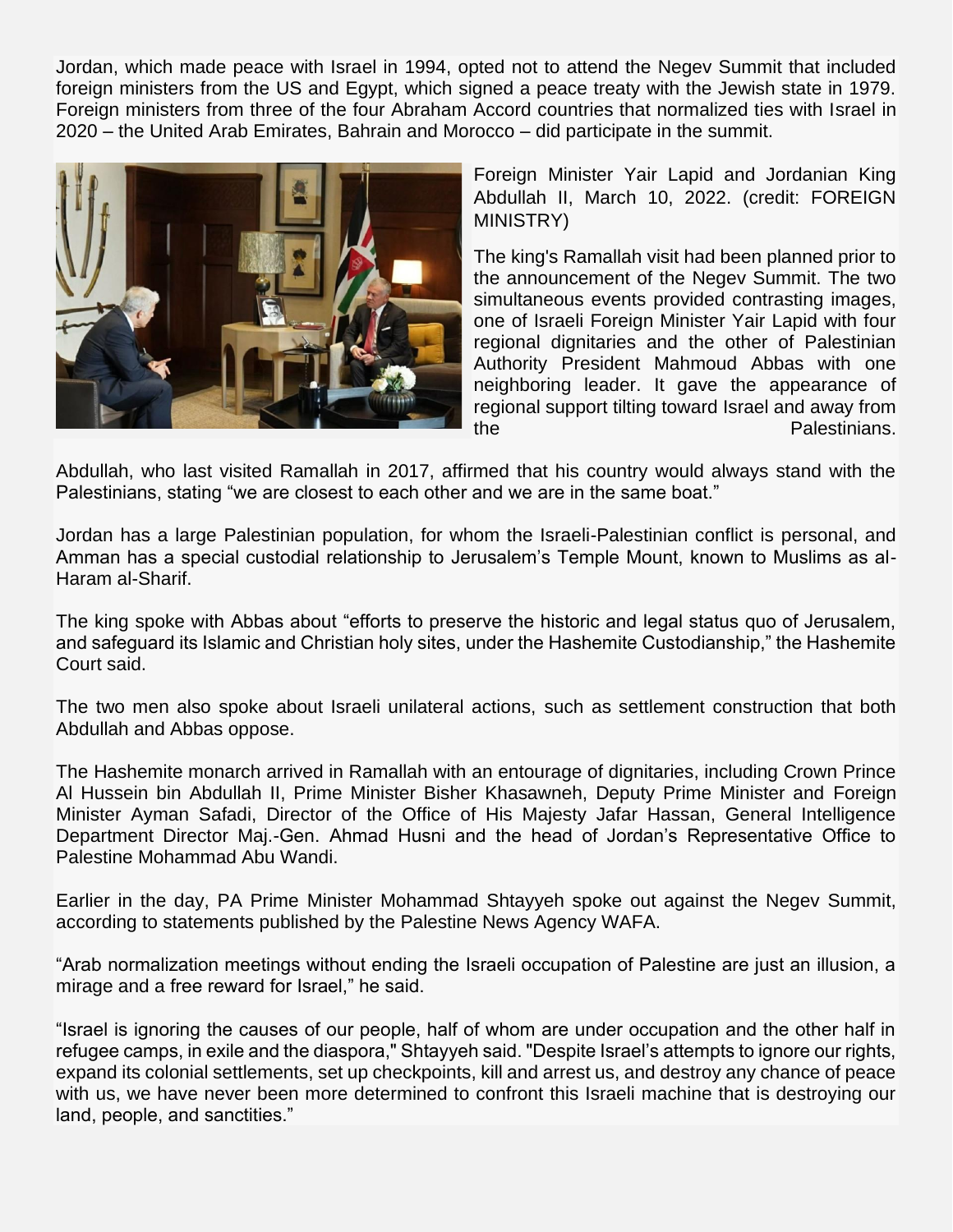Jordan, which made peace with Israel in 1994, opted not to attend the Negev Summit that included foreign ministers from the US and Egypt, which signed a peace treaty with the Jewish state in 1979. Foreign ministers from three of the four Abraham Accord countries that normalized ties with Israel in 2020 – the United Arab Emirates, Bahrain and Morocco – did participate in the summit.

Foreign Minister Yair Lapid and Jordanian King Abdullah II, March 10, 2022. (credit: FOREIGN MINISTRY)

The king's Ramallah visit had been planned prior to the announcement of the Negev Summit. The two simultaneous events provided contrasting images, one of Israeli Foreign Minister Yair Lapid with four regional dignitaries and the other of Palestinian Authority President Mahmoud Abbas with one neighboring leader. It gave the appearance of regional support tilting toward Israel and away from the Palestinians.

Abdullah, who last visited Ramallah in 2017, affirmed that his country would always stand with the Palestinians, stating "we are closest to each other and we are in the same boat."

Jordan has a large Palestinian population, for whom the Israeli-Palestinian conflict is personal, and Amman has a special custodial relationship to Jerusalem's Temple Mount, known to Muslims as al-Haram al-Sharif.

The king spoke with Abbas about "efforts to preserve the historic and legal status quo of Jerusalem, and safeguard its Islamic and Christian holy sites, under the Hashemite Custodianship," the Hashemite Court said.

The two men also spoke about Israeli unilateral actions, such as settlement construction that both Abdullah and Abbas oppose.

The Hashemite monarch arrived in Ramallah with an entourage of dignitaries, including Crown Prince Al Hussein bin Abdullah II, Prime Minister Bisher Khasawneh, Deputy Prime Minister and Foreign Minister Ayman Safadi, Director of the Office of His Majesty Jafar Hassan, General Intelligence Department Director Maj.-Gen. Ahmad Husni and the head of Jordan's Representative Office to Palestine Mohammad Abu Wandi.

Earlier in the day, PA Prime Minister Mohammad Shtayyeh spoke out against the Negev Summit, according to statements published by the Palestine News Agency WAFA.

"Arab normalization meetings without ending the Israeli occupation of Palestine are just an illusion, a mirage and a free reward for Israel," he said.

"Israel is ignoring the causes of our people, half of whom are under occupation and the other half in refugee camps, in exile and the diaspora," Shtayyeh said. "Despite Israel's attempts to ignore our rights, expand its colonial settlements, set up checkpoints, kill and arrest us, and destroy any chance of peace with us, we have never been more determined to confront this Israeli machine that is destroying our land, people, and sanctities."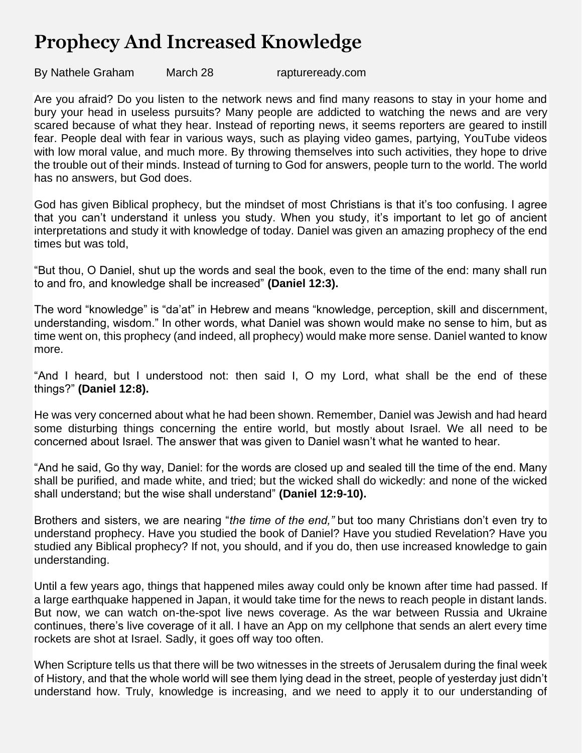# Prophecy And Increased Knowledge

By Nathele Graham March 28 raptureready.com

Are you afraid? Do you listen to the network news and find many reasons to stay in your home and bury your head in useless pursuits? Many people are addicted to watching the news and are very scared because of what they hear. Instead of reporting news, it seems reporters are geared to instill fear. People deal with fear in various ways, such as playing video games, partying, YouTube videos with low moral value, and much more. By throwing themselves into such activities, they hope to drive the trouble out of their minds. Instead of turning to God for answers, people turn to the world. The world has no answers, but God does.

God has given Biblical prophecy, but the mindset of most Christians is that it's too confusing. I agree that you can't understand it unless you study. When you study, it's important to let go of ancient interpretations and study it with knowledge of today. Daniel was given an amazing prophecy of the end times but was told,

"But thou, O Daniel, shut up the words and seal the book, even to the time of the end: many shall run to and fro, and knowledge shall be increased" **(Daniel 12:3).**

The word "knowledge" is "da'at" in Hebrew and means "knowledge, perception, skill and discernment, understanding, wisdom." In other words, what Daniel was shown would make no sense to him, but as time went on, this prophecy (and indeed, all prophecy) would make more sense. Daniel wanted to know more.

"And I heard, but I understood not: then said I, O my Lord, what shall be the end of these things?" **(Daniel 12:8).**

He was very concerned about what he had been shown. Remember, Daniel was Jewish and had heard some disturbing things concerning the entire world, but mostly about Israel. We all need to be concerned about Israel. The answer that was given to Daniel wasn't what he wanted to hear.

"And he said, Go thy way, Daniel: for the words are closed up and sealed till the time of the end. Many shall be purified, and made white, and tried; but the wicked shall do wickedly: and none of the wicked shall understand; but the wise shall understand" **(Daniel 12:9-10).**

Brothers and sisters, we are nearing "*the time of the end,"* but too many Christians don't even try to understand prophecy. Have you studied the book of Daniel? Have you studied Revelation? Have you studied any Biblical prophecy? If not, you should, and if you do, then use increased knowledge to gain understanding.

Until a few years ago, things that happened miles away could only be known after time had passed. If a large earthquake happened in Japan, it would take time for the news to reach people in distant lands. But now, we can watch on-the-spot live news coverage. As the war between Russia and Ukraine continues, there's live coverage of it all. I have an App on my cellphone that sends an alert every time rockets are shot at Israel. Sadly, it goes off way too often.

When Scripture tells us that there will be two witnesses in the streets of Jerusalem during the final week of History, and that the whole world will see them lying dead in the street, people of yesterday just didn't understand how. Truly, knowledge is increasing, and we need to apply it to our understanding of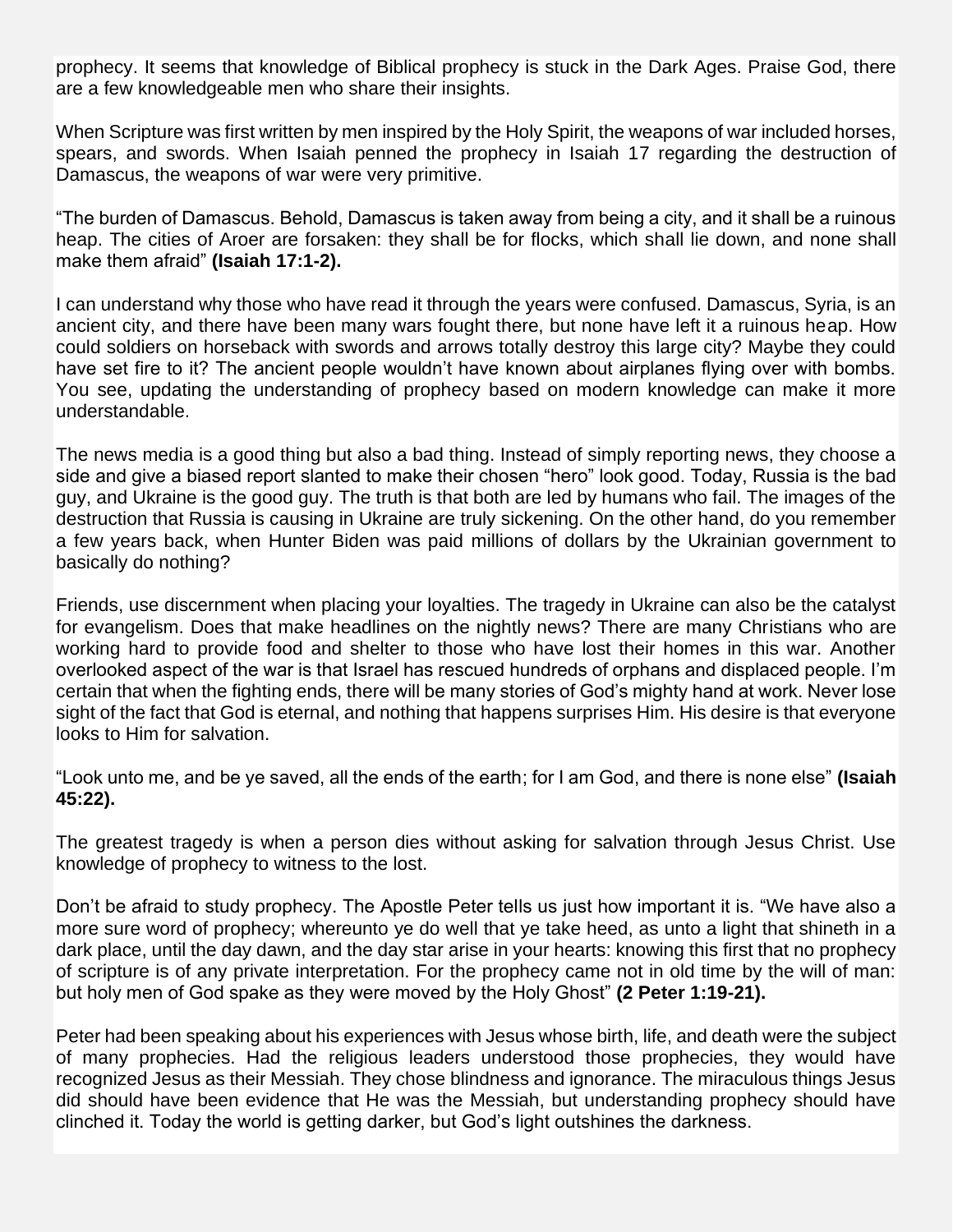prophecy. It seems that knowledge of Biblical prophecy is stuck in the Dark Ages. Praise God, there are a few knowledgeable men who share their insights.

When Scripture was first written by men inspired by the Holy Spirit, the weapons of war included horses, spears, and swords. When Isaiah penned the prophecy in Isaiah 17 regarding the destruction of Damascus, the weapons of war were very primitive.

"The burden of Damascus. Behold, Damascus is taken away from being a city, and it shall be a ruinous heap. The cities of Aroer are forsaken: they shall be for flocks, which shall lie down, and none shall make them afraid" **(Isaiah 17:1-2).**

I can understand why those who have read it through the years were confused. Damascus, Syria, is an ancient city, and there have been many wars fought there, but none have left it a ruinous heap. How could soldiers on horseback with swords and arrows totally destroy this large city? Maybe they could have set fire to it? The ancient people wouldn't have known about airplanes flying over with bombs. You see, updating the understanding of prophecy based on modern knowledge can make it more understandable.

The news media is a good thing but also a bad thing. Instead of simply reporting news, they choose a side and give a biased report slanted to make their chosen "hero" look good. Today, Russia is the bad guy, and Ukraine is the good guy. The truth is that both are led by humans who fail. The images of the destruction that Russia is causing in Ukraine are truly sickening. On the other hand, do you remember a few years back, when Hunter Biden was paid millions of dollars by the Ukrainian government to basically do nothing?

Friends, use discernment when placing your loyalties. The tragedy in Ukraine can also be the catalyst for evangelism. Does that make headlines on the nightly news? There are many Christians who are working hard to provide food and shelter to those who have lost their homes in this war. Another overlooked aspect of the war is that Israel has rescued hundreds of orphans and displaced people. I'm certain that when the fighting ends, there will be many stories of God's mighty hand at work. Never lose sight of the fact that God is eternal, and nothing that happens surprises Him. His desire is that everyone looks to Him for salvation.

"Look unto me, and be ye saved, all the ends of the earth; for I am God, and there is none else" **(Isaiah 45:22).**

The greatest tragedy is when a person dies without asking for salvation through Jesus Christ. Use knowledge of prophecy to witness to the lost.

Don't be afraid to study prophecy. The Apostle Peter tells us just how important it is. "We have also a more sure word of prophecy; whereunto ye do well that ye take heed, as unto a light that shineth in a dark place, until the day dawn, and the day star arise in your hearts: knowing this first that no prophecy of scripture is of any private interpretation. For the prophecy came not in old time by the will of man: but holy men of God spake as they were moved by the Holy Ghost" **(2 Peter 1:19-21).**

Peter had been speaking about his experiences with Jesus whose birth, life, and death were the subject of many prophecies. Had the religious leaders understood those prophecies, they would have recognized Jesus as their Messiah. They chose blindness and ignorance. The miraculous things Jesus did should have been evidence that He was the Messiah, but understanding prophecy should have clinched it. Today the world is getting darker, but God's light outshines the darkness.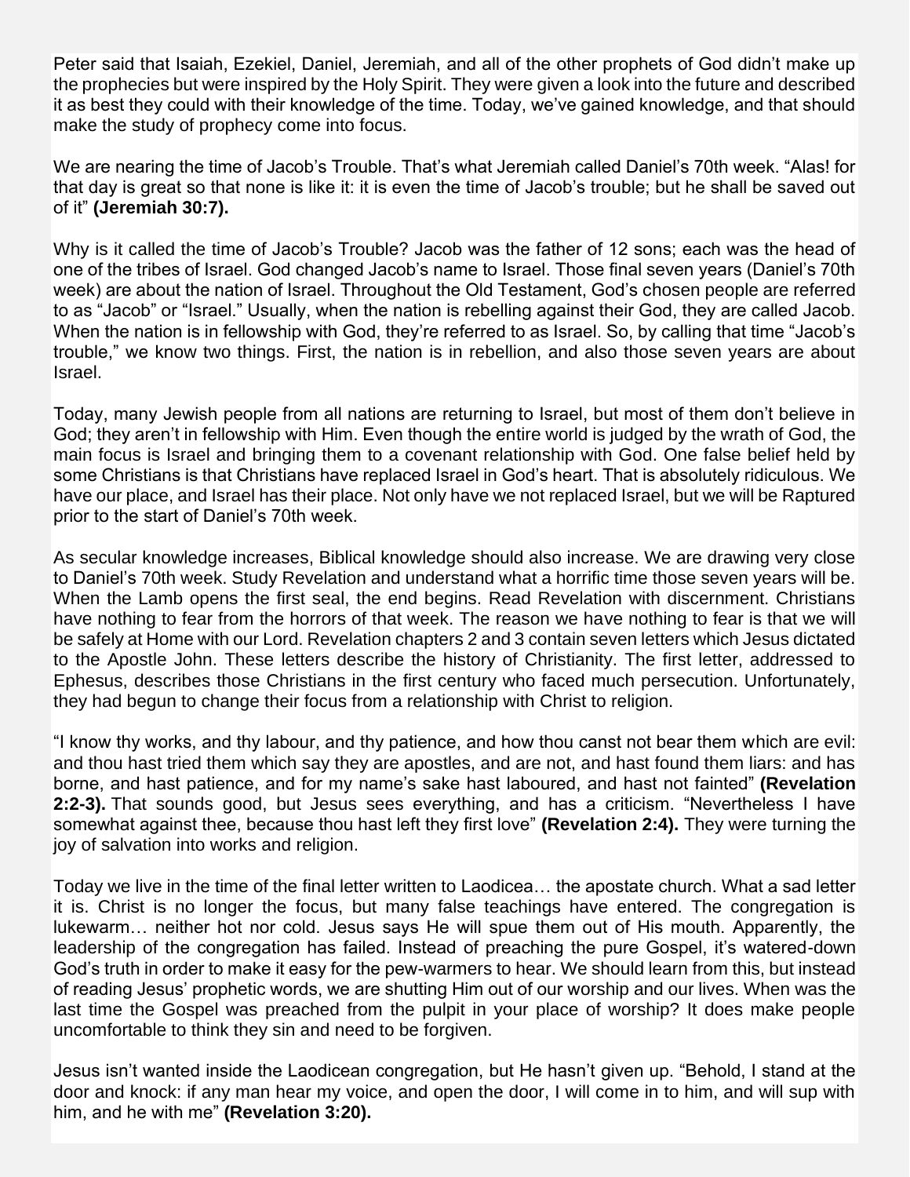Peter said that Isaiah, Ezekiel, Daniel, Jeremiah, and all of the other prophets of God didn't make up the prophecies but were inspired by the Holy Spirit. They were given a look into the future and described it as best they could with their knowledge of the time. Today, we've gained knowledge, and that should make the study of prophecy come into focus.

We are nearing the time of Jacob's Trouble. That's what Jeremiah called Daniel's 70th week. "Alas! for that day is great so that none is like it: it is even the time of Jacob's trouble; but he shall be saved out of it" **(Jeremiah 30:7).**

Why is it called the time of Jacob's Trouble? Jacob was the father of 12 sons; each was the head of one of the tribes of Israel. God changed Jacob's name to Israel. Those final seven years (Daniel's 70th week) are about the nation of Israel. Throughout the Old Testament, God's chosen people are referred to as "Jacob" or "Israel." Usually, when the nation is rebelling against their God, they are called Jacob. When the nation is in fellowship with God, they're referred to as Israel. So, by calling that time "Jacob's trouble," we know two things. First, the nation is in rebellion, and also those seven years are about Israel.

Today, many Jewish people from all nations are returning to Israel, but most of them don't believe in God; they aren't in fellowship with Him. Even though the entire world is judged by the wrath of God, the main focus is Israel and bringing them to a covenant relationship with God. One false belief held by some Christians is that Christians have replaced Israel in God's heart. That is absolutely ridiculous. We have our place, and Israel has their place. Not only have we not replaced Israel, but we will be Raptured prior to the start of Daniel's 70th week.

As secular knowledge increases, Biblical knowledge should also increase. We are drawing very close to Daniel's 70th week. Study Revelation and understand what a horrific time those seven years will be. When the Lamb opens the first seal, the end begins. Read Revelation with discernment. Christians have nothing to fear from the horrors of that week. The reason we have nothing to fear is that we will be safely at Home with our Lord. Revelation chapters 2 and 3 contain seven letters which Jesus dictated to the Apostle John. These letters describe the history of Christianity. The first letter, addressed to Ephesus, describes those Christians in the first century who faced much persecution. Unfortunately, they had begun to change their focus from a relationship with Christ to religion.

"I know thy works, and thy labour, and thy patience, and how thou canst not bear them which are evil: and thou hast tried them which say they are apostles, and are not, and hast found them liars: and has borne, and hast patience, and for my name's sake hast laboured, and hast not fainted" **(Revelation 2:2-3).** That sounds good, but Jesus sees everything, and has a criticism. "Nevertheless I have somewhat against thee, because thou hast left they first love" **(Revelation 2:4).** They were turning the joy of salvation into works and religion.

Today we live in the time of the final letter written to Laodicea… the apostate church. What a sad letter it is. Christ is no longer the focus, but many false teachings have entered. The congregation is lukewarm… neither hot nor cold. Jesus says He will spue them out of His mouth. Apparently, the leadership of the congregation has failed. Instead of preaching the pure Gospel, it's watered-down God's truth in order to make it easy for the pew-warmers to hear. We should learn from this, but instead of reading Jesus' prophetic words, we are shutting Him out of our worship and our lives. When was the last time the Gospel was preached from the pulpit in your place of worship? It does make people uncomfortable to think they sin and need to be forgiven.

Jesus isn't wanted inside the Laodicean congregation, but He hasn't given up. "Behold, I stand at the door and knock: if any man hear my voice, and open the door, I will come in to him, and will sup with him, and he with me" **(Revelation 3:20).**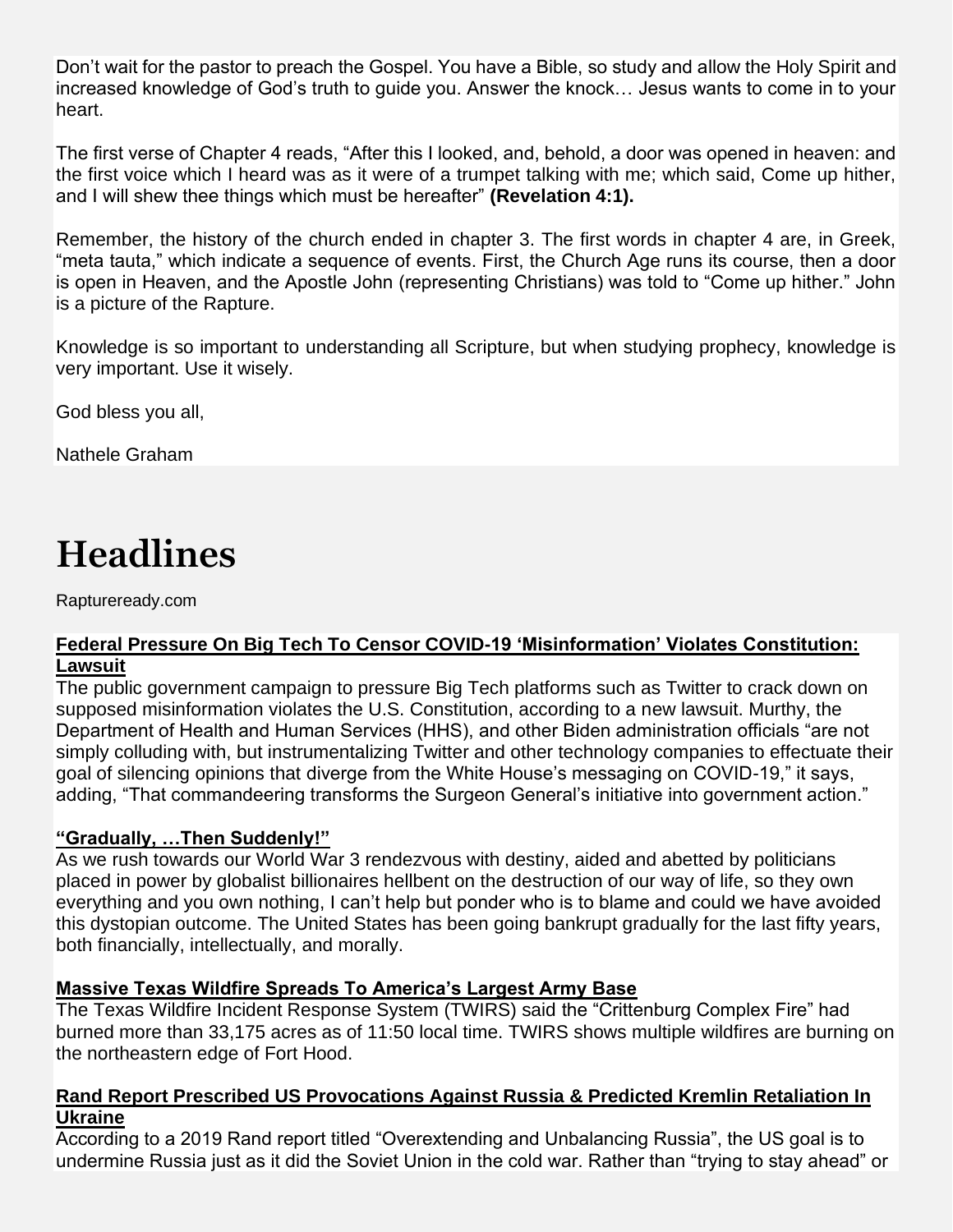Don't wait for the pastor to preach the Gospel. You have a Bible, so study and allow the Holy Spirit and increased knowledge of God's truth to guide you. Answer the knock… Jesus wants to come in to your heart.

The first verse of Chapter 4 reads, "After this I looked, and, behold, a door was opened in heaven: and the first voice which I heard was as it were of a trumpet talking with me; which said, Come up hither, and I will shew thee things which must be hereafter" **(Revelation 4:1).**

Remember, the history of the church ended in chapter 3. The first words in chapter 4 are, in Greek, "meta tauta," which indicate a sequence of events. First, the Church Age runs its course, then a door is open in Heaven, and the Apostle John (representing Christians) was told to "Come up hither." John is a picture of the Rapture.

Knowledge is so important to understanding all Scripture, but when studying prophecy, knowledge is very important. Use it wisely.

God bless you all,

Nathele Graham

# Headlines

Raptureready.com

**Federal Pressure On Big Tech To Censor COVID-19 'Misinformation' Violates Constitution: Lawsuit**

The public government campaign to pressure Big Tech platforms such as Twitter to crack down on supposed misinformation violates the U.S. Constitution, according to a new lawsuit. Murthy, the Department of Health and Human Services (HHS), and other Biden administration officials "are not simply colluding with, but instrumentalizing Twitter and other technology companies to effectuate their goal of silencing opinions that diverge from the White House's messaging on COVID-19," it says, adding, "That commandeering transforms the Surgeon General's initiative into government action."

**"Gradually, …Then Suddenly!"**

As we rush towards our World War 3 rendezvous with destiny, aided and abetted by politicians placed in power by globalist billionaires hellbent on the destruction of our way of life, so they own everything and you own nothing, I can't help but ponder who is to blame and could we have avoided this dystopian outcome. The United States has been going bankrupt gradually for the last fifty years, both financially, intellectually, and morally.

**Massive Texas Wildfire Spreads To America's Largest Army Base**

The Texas Wildfire Incident Response System (TWIRS) said the "Crittenburg Complex Fire" had burned more than 33,175 acres as of 11:50 local time. TWIRS shows multiple wildfires are burning on the northeastern edge of Fort Hood.

**Rand Report Prescribed US Provocations Against Russia & Predicted Kremlin Retaliation In Ukraine**

According to a 2019 Rand report titled "Overextending and Unbalancing Russia", the US goal is to undermine Russia just as it did the Soviet Union in the cold war. Rather than "trying to stay ahead" or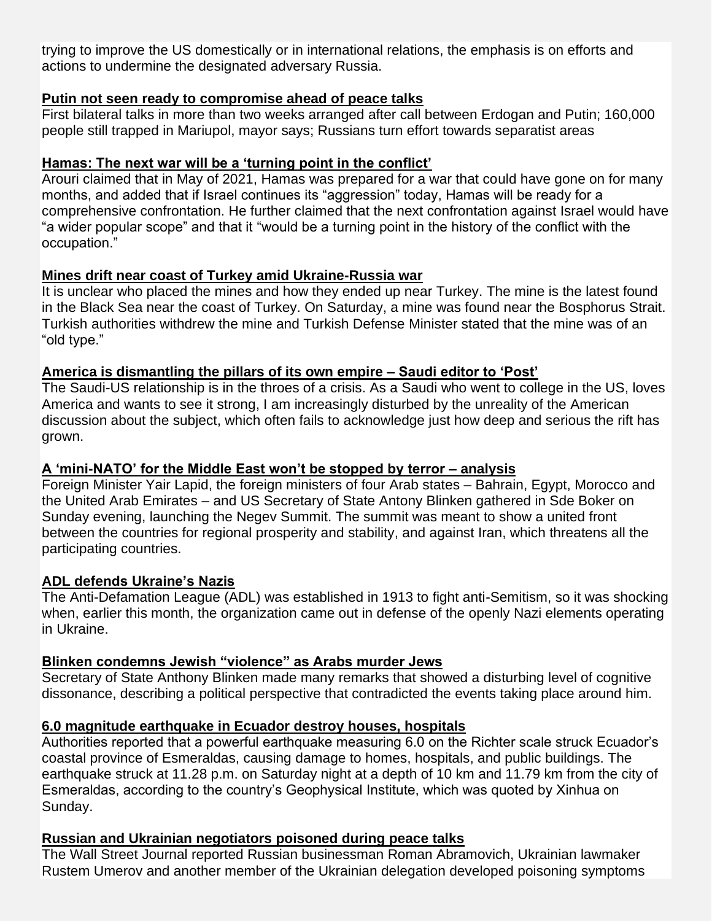trying to improve the US domestically or in international relations, the emphasis is on efforts and actions to undermine the designated adversary Russia.

**Putin not seen ready to compromise ahead of peace talks**

First bilateral talks in more than two weeks arranged after call between Erdogan and Putin; 160,000 people still trapped in Mariupol, mayor says; Russians turn effort towards separatist areas

**Hamas: The next war will be a 'turning point in the conflict'**

Arouri claimed that in May of 2021, Hamas was prepared for a war that could have gone on for many months, and added that if Israel continues its "aggression" today, Hamas will be ready for a comprehensive confrontation. He further claimed that the next confrontation against Israel would have "a wider popular scope" and that it "would be a turning point in the history of the conflict with the occupation."

**Mines drift near coast of Turkey amid Ukraine-Russia war**

It is unclear who placed the mines and how they ended up near Turkey. The mine is the latest found in the Black Sea near the coast of Turkey. On Saturday, a mine was found near the Bosphorus Strait. Turkish authorities withdrew the mine and Turkish Defense Minister stated that the mine was of an "old type."

**America is dismantling the pillars of its own empire – Saudi editor to 'Post'**

The Saudi-US relationship is in the throes of a crisis. As a Saudi who went to college in the US, loves America and wants to see it strong, I am increasingly disturbed by the unreality of the American discussion about the subject, which often fails to acknowledge just how deep and serious the rift has grown.

**A 'mini-NATO' for the Middle East won't be stopped by terror – analysis**

Foreign Minister Yair Lapid, the foreign ministers of four Arab states – Bahrain, Egypt, Morocco and the United Arab Emirates – and US Secretary of State Antony Blinken gathered in Sde Boker on Sunday evening, launching the Negev Summit. The summit was meant to show a united front between the countries for regional prosperity and stability, and against Iran, which threatens all the participating countries.

**ADL defends Ukraine's Nazis**

The Anti-Defamation League (ADL) was established in 1913 to fight anti-Semitism, so it was shocking when, earlier this month, the organization came out in defense of the openly Nazi elements operating in Ukraine.

**Blinken condemns Jewish "violence" as Arabs murder Jews**

Secretary of State Anthony Blinken made many remarks that showed a disturbing level of cognitive dissonance, describing a political perspective that contradicted the events taking place around him.

**6.0 magnitude earthquake in Ecuador destroy houses, hospitals**

Authorities reported that a powerful earthquake measuring 6.0 on the Richter scale struck Ecuador's coastal province of Esmeraldas, causing damage to homes, hospitals, and public buildings. The earthquake struck at 11.28 p.m. on Saturday night at a depth of 10 km and 11.79 km from the city of Esmeraldas, according to the country's Geophysical Institute, which was quoted by Xinhua on Sunday.

**Russian and Ukrainian negotiators poisoned during peace talks**

The Wall Street Journal reported Russian businessman Roman Abramovich, Ukrainian lawmaker Rustem Umerov and another member of the Ukrainian delegation developed poisoning symptoms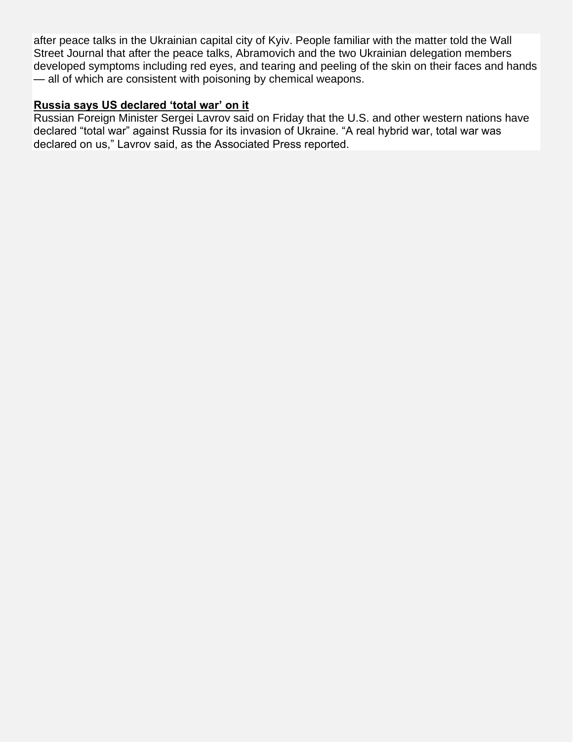after peace talks in the Ukrainian capital city of Kyiv. People familiar with the matter told the Wall Street Journal that after the peace talks, Abramovich and the two Ukrainian delegation members developed symptoms including red eyes, and tearing and peeling of the skin on their faces and hands — all of which are consistent with poisoning by chemical weapons.

**Russia says US declared 'total war' on it**

Russian Foreign Minister Sergei Lavrov said on Friday that the U.S. and other western nations have declared "total war" against Russia for its invasion of Ukraine. "A real hybrid war, total war was declared on us," Lavrov said, as the Associated Press reported.